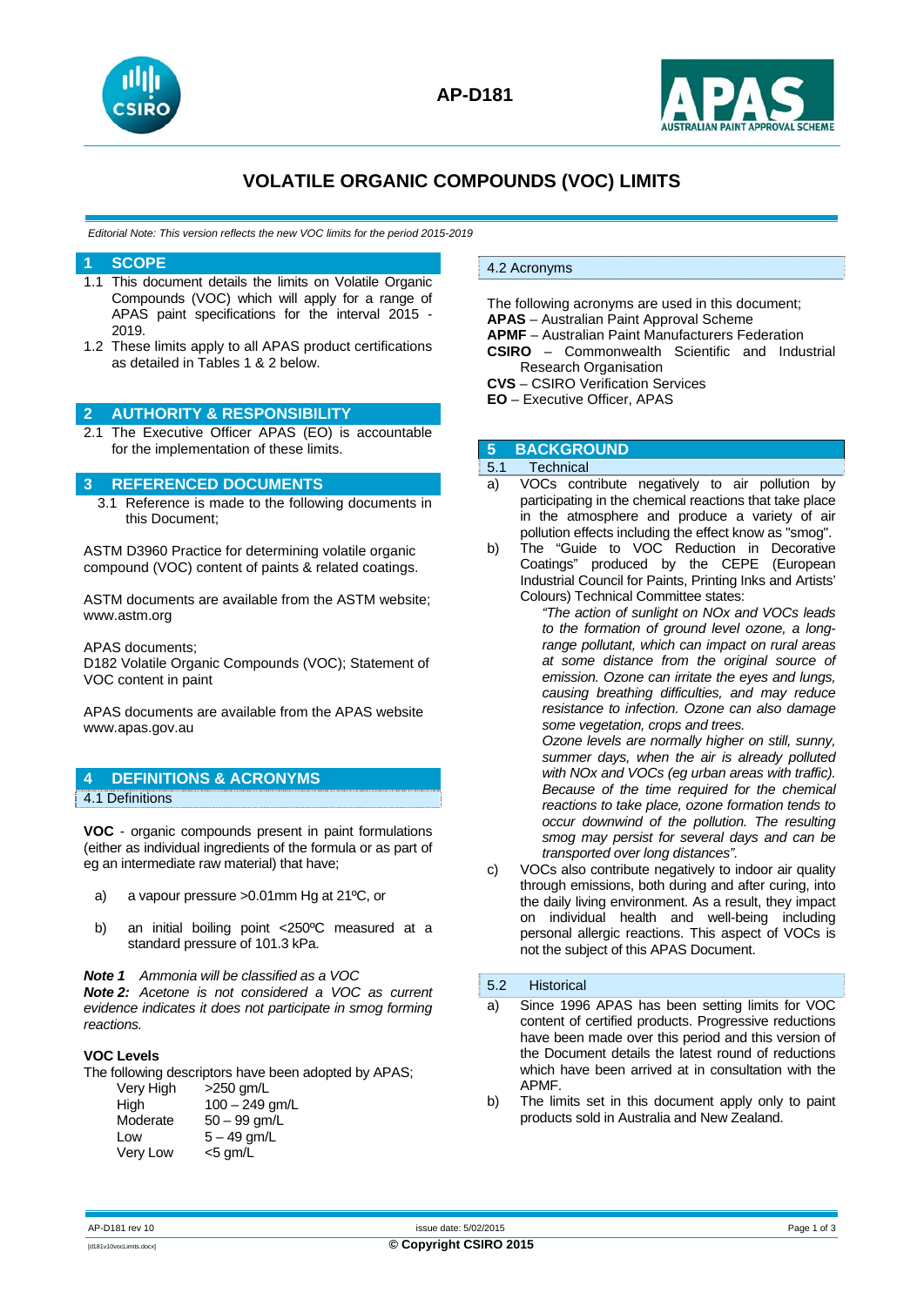# VOLATILE ORGANIC COMPOUNDS (VOC) LIMITS

*Editorial Note: This version reflects the new VOC limits for the period 2015-2019*

## 1 SCOPE

1.1 This document details the limits on Volatile Organic Compounds (VOC) which will apply for a range of APAS paint specifications for the interval 2015 - 2019.

1.2 These limits apply to all APAS product certifications as detailed in Tables 1 & 2 below.

## 2 AUTHORITY & RESPONSIBILITY

2.1 The Executive Officer APAS (EO) is accountable for the implementation of these limits.

## 3 REFERENCED DOCUMENTS

3.1 Reference is made to the following documents in this Document;

ASTM D3960 Practice for determining volatile organic compound (VOC) content of paints & related coatings.

ASTM documents are available from the ASTM website; www.astm.org

APAS documents;
D182 Volatile Organic Compounds (VOC); Statement of VOC content in paint

APAS documents are available from the APAS website www.apas.gov.au

## 4 DEFINITIONS & ACRONYMS

### 4.1 Definitions

**VOC** - organic compounds present in paint formulations (either as individual ingredients of the formula or as part of eg an intermediate raw material) that have;

a) a vapour pressure >0.01mm Hg at 21ºC, or

b) an initial boiling point <250ºC measured at a standard pressure of 101.3 kPa.

***Note 1*** *Ammonia will be classified as a VOC*
***Note 2:*** *Acetone is not considered a VOC as current evidence indicates it does not participate in smog forming reactions.*

**VOC Levels**

The following descriptors have been adopted by APAS;

| | |
|---|---|
| Very High | >250 gm/L |
| High | 100 – 249 gm/L |
| Moderate | 50 – 99 gm/L |
| Low | 5 – 49 gm/L |
| Very Low | <5 gm/L |

### 4.2 Acronyms

The following acronyms are used in this document;
**APAS** – Australian Paint Approval Scheme
**APMF** – Australian Paint Manufacturers Federation
**CSIRO** – Commonwealth Scientific and Industrial Research Organisation
**CVS** – CSIRO Verification Services
**EO** – Executive Officer, APAS

## 5 BACKGROUND

### 5.1 Technical

a) VOCs contribute negatively to air pollution by participating in the chemical reactions that take place in the atmosphere and produce a variety of air pollution effects including the effect know as "smog".

b) The "Guide to VOC Reduction in Decorative Coatings" produced by the CEPE (European Industrial Council for Paints, Printing Inks and Artists' Colours) Technical Committee states:

*"The action of sunlight on NOx and VOCs leads to the formation of ground level ozone, a long-range pollutant, which can impact on rural areas at some distance from the original source of emission. Ozone can irritate the eyes and lungs, causing breathing difficulties, and may reduce resistance to infection. Ozone can also damage some vegetation, crops and trees.*
*Ozone levels are normally higher on still, sunny, summer days, when the air is already polluted with NOx and VOCs (eg urban areas with traffic). Because of the time required for the chemical reactions to take place, ozone formation tends to occur downwind of the pollution. The resulting smog may persist for several days and can be transported over long distances".*

c) VOCs also contribute negatively to indoor air quality through emissions, both during and after curing, into the daily living environment. As a result, they impact on individual health and well-being including personal allergic reactions. This aspect of VOCs is not the subject of this APAS Document.

### 5.2 Historical

a) Since 1996 APAS has been setting limits for VOC content of certified products. Progressive reductions have been made over this period and this version of the Document details the latest round of reductions which have been arrived at in consultation with the APMF.

b) The limits set in this document apply only to paint products sold in Australia and New Zealand.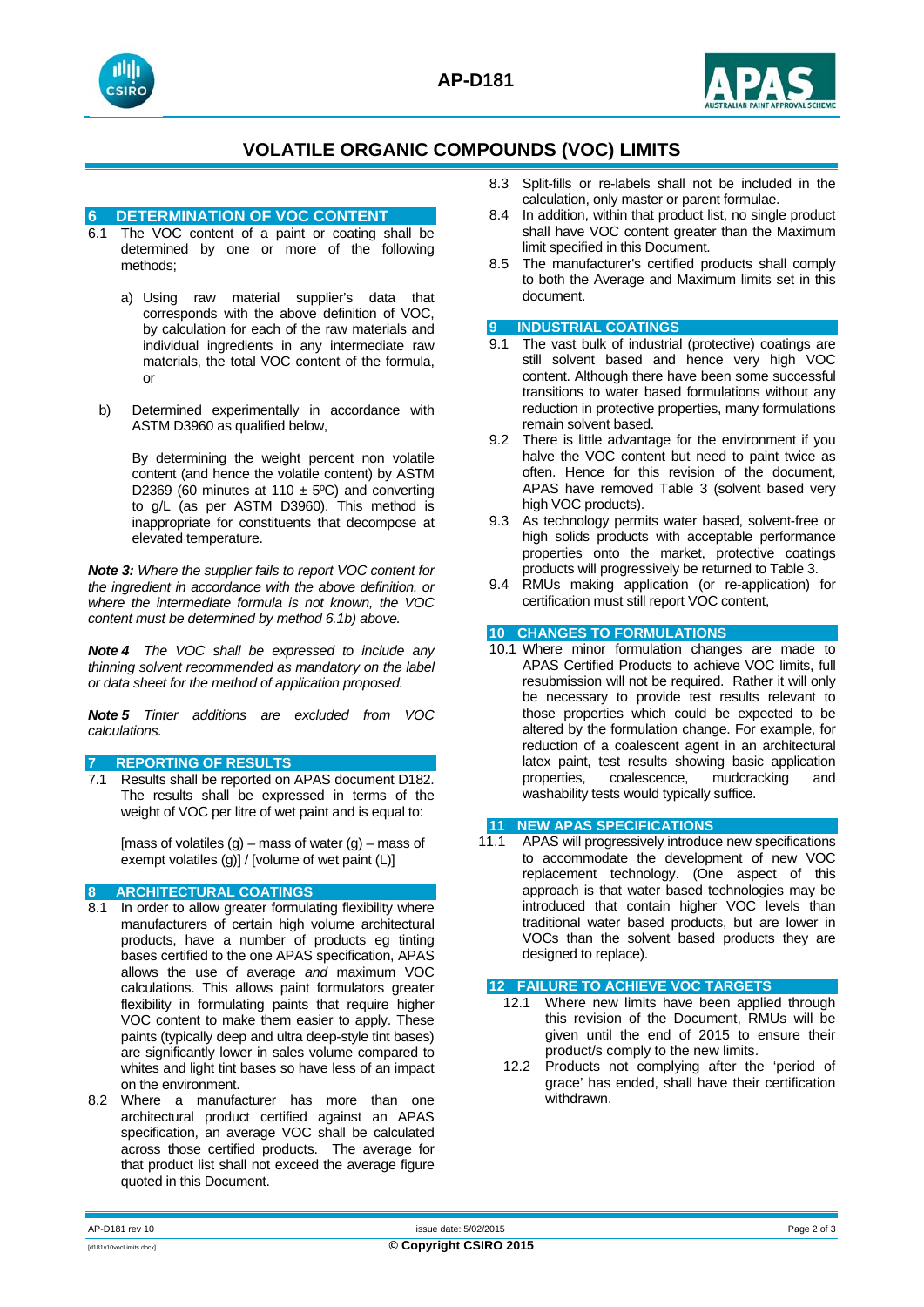## VOLATILE ORGANIC COMPOUNDS (VOC) LIMITS

### 6 DETERMINATION OF VOC CONTENT

6.1 The VOC content of a paint or coating shall be determined by one or more of the following methods;

a) Using raw material supplier's data that corresponds with the above definition of VOC, by calculation for each of the raw materials and individual ingredients in any intermediate raw materials, the total VOC content of the formula, or

b) Determined experimentally in accordance with ASTM D3960 as qualified below,

By determining the weight percent non volatile content (and hence the volatile content) by ASTM D2369 (60 minutes at 110 ± 5ºC) and converting to g/L (as per ASTM D3960). This method is inappropriate for constituents that decompose at elevated temperature.

***Note 3:*** *Where the supplier fails to report VOC content for the ingredient in accordance with the above definition, or where the intermediate formula is not known, the VOC content must be determined by method 6.1b) above.*

***Note 4*** *The VOC shall be expressed to include any thinning solvent recommended as mandatory on the label or data sheet for the method of application proposed.*

***Note 5*** *Tinter additions are excluded from VOC calculations.*

### 7 REPORTING OF RESULTS

7.1 Results shall be reported on APAS document D182. The results shall be expressed in terms of the weight of VOC per litre of wet paint and is equal to:

[mass of volatiles (g) – mass of water (g) – mass of exempt volatiles (g)] / [volume of wet paint (L)]

### 8 ARCHITECTURAL COATINGS

8.1 In order to allow greater formulating flexibility where manufacturers of certain high volume architectural products, have a number of products eg tinting bases certified to the one APAS specification, APAS allows the use of average *and* maximum VOC calculations. This allows paint formulators greater flexibility in formulating paints that require higher VOC content to make them easier to apply. These paints (typically deep and ultra deep-style tint bases) are significantly lower in sales volume compared to whites and light tint bases so have less of an impact on the environment.

8.2 Where a manufacturer has more than one architectural product certified against an APAS specification, an average VOC shall be calculated across those certified products. The average for that product list shall not exceed the average figure quoted in this Document.

8.3 Split-fills or re-labels shall not be included in the calculation, only master or parent formulae.

8.4 In addition, within that product list, no single product shall have VOC content greater than the Maximum limit specified in this Document.

8.5 The manufacturer's certified products shall comply to both the Average and Maximum limits set in this document.

### 9 INDUSTRIAL COATINGS

9.1 The vast bulk of industrial (protective) coatings are still solvent based and hence very high VOC content. Although there have been some successful transitions to water based formulations without any reduction in protective properties, many formulations remain solvent based.

9.2 There is little advantage for the environment if you halve the VOC content but need to paint twice as often. Hence for this revision of the document, APAS have removed Table 3 (solvent based very high VOC products).

9.3 As technology permits water based, solvent-free or high solids products with acceptable performance properties onto the market, protective coatings products will progressively be returned to Table 3.

9.4 RMUs making application (or re-application) for certification must still report VOC content,

### 10 CHANGES TO FORMULATIONS

10.1 Where minor formulation changes are made to APAS Certified Products to achieve VOC limits, full resubmission will not be required. Rather it will only be necessary to provide test results relevant to those properties which could be expected to be altered by the formulation change. For example, for reduction of a coalescent agent in an architectural latex paint, test results showing basic application properties, coalescence, mudcracking and washability tests would typically suffice.

### 11 NEW APAS SPECIFICATIONS

11.1 APAS will progressively introduce new specifications to accommodate the development of new VOC replacement technology. (One aspect of this approach is that water based technologies may be introduced that contain higher VOC levels than traditional water based products, but are lower in VOCs than the solvent based products they are designed to replace).

### 12 FAILURE TO ACHIEVE VOC TARGETS

12.1 Where new limits have been applied through this revision of the Document, RMUs will be given until the end of 2015 to ensure their product/s comply to the new limits.

12.2 Products not complying after the 'period of grace' has ended, shall have their certification withdrawn.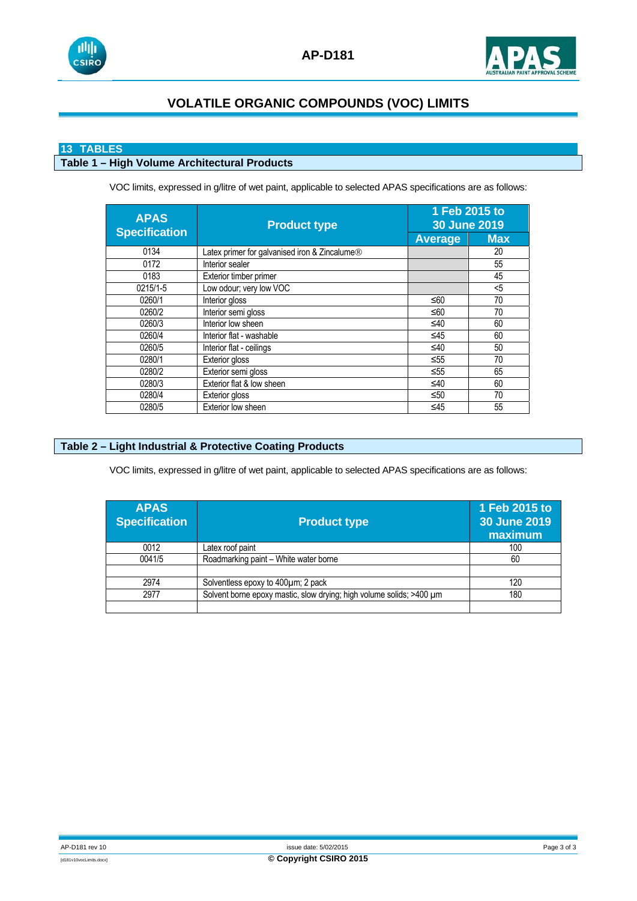# VOLATILE ORGANIC COMPOUNDS (VOC) LIMITS

## 13 TABLES

### Table 1 – High Volume Architectural Products

VOC limits, expressed in g/litre of wet paint, applicable to selected APAS specifications are as follows:

| APAS Specification | Product type | 1 Feb 2015 to 30 June 2019 | |
|---|---|---|---|
| | | Average | Max |
| 0134 | Latex primer for galvanised iron & Zincalume® | | 20 |
| 0172 | Interior sealer | | 55 |
| 0183 | Exterior timber primer | | 45 |
| 0215/1-5 | Low odour; very low VOC | | <5 |
| 0260/1 | Interior gloss | ≤60 | 70 |
| 0260/2 | Interior semi gloss | ≤60 | 70 |
| 0260/3 | Interior low sheen | ≤40 | 60 |
| 0260/4 | Interior flat - washable | ≤45 | 60 |
| 0260/5 | Interior flat - ceilings | ≤40 | 50 |
| 0280/1 | Exterior gloss | ≤55 | 70 |
| 0280/2 | Exterior semi gloss | ≤55 | 65 |
| 0280/3 | Exterior flat & low sheen | ≤40 | 60 |
| 0280/4 | Exterior gloss | ≤50 | 70 |
| 0280/5 | Exterior low sheen | ≤45 | 55 |

### Table 2 – Light Industrial & Protective Coating Products

VOC limits, expressed in g/litre of wet paint, applicable to selected APAS specifications are as follows:

| APAS Specification | Product type | 1 Feb 2015 to 30 June 2019 maximum |
|---|---|---|
| 0012 | Latex roof paint | 100 |
| 0041/5 | Roadmarking paint – White water borne | 60 |
| | | |
| 2974 | Solventless epoxy to 400µm; 2 pack | 120 |
| 2977 | Solvent borne epoxy mastic, slow drying; high volume solids; >400 µm | 180 |
| | | |